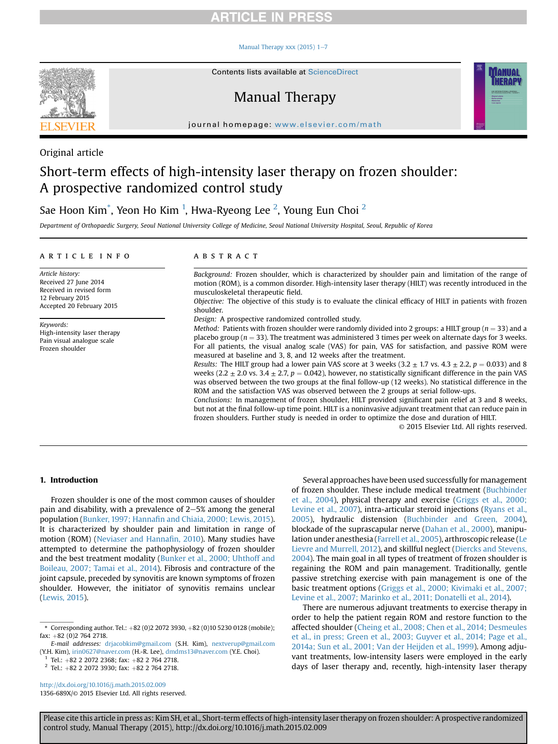Original article

# Short-term effects of high-intensity laser therapy on frozen shoulder: A prospective randomized control study

Sae Hoon Kim*, Yeon Ho Kim [1], Hwa-Ryeong Lee [2], Young Eun Choi [2]

*Department of Orthopaedic Surgery, Seoul National University College of Medicine, Seoul National University Hospital, Seoul, Republic of Korea*

## ARTICLE INFO

*Article history:*
Received 27 June 2014
Received in revised form
12 February 2015
Accepted 20 February 2015

*Keywords:*
High-intensity laser therapy
Pain visual analogue scale
Frozen shoulder

## ABSTRACT

*Background:* Frozen shoulder, which is characterized by shoulder pain and limitation of the range of motion (ROM), is a common disorder. High-intensity laser therapy (HILT) was recently introduced in the musculoskeletal therapeutic field.

*Objective:* The objective of this study is to evaluate the clinical efficacy of HILT in patients with frozen shoulder.

*Design:* A prospective randomized controlled study.

*Method:* Patients with frozen shoulder were randomly divided into 2 groups: a HILT group ($n = 33$) and a placebo group ($n = 33$). The treatment was administered 3 times per week on alternate days for 3 weeks. For all patients, the visual analog scale (VAS) for pain, VAS for satisfaction, and passive ROM were measured at baseline and 3, 8, and 12 weeks after the treatment.

*Results:* The HILT group had a lower pain VAS score at 3 weeks ($3.2 \pm 1.7$ vs. $4.3 \pm 2.2$, $p = 0.033$) and 8 weeks ($2.2 \pm 2.0$ vs. $3.4 \pm 2.7$, $p = 0.042$), however, no statistically significant difference in the pain VAS was observed between the two groups at the final follow-up (12 weeks). No statistical difference in the ROM and the satisfaction VAS was observed between the 2 groups at serial follow-ups.

*Conclusions:* In management of frozen shoulder, HILT provided significant pain relief at 3 and 8 weeks, but not at the final follow-up time point. HILT is a noninvasive adjuvant treatment that can reduce pain in frozen shoulders. Further study is needed in order to optimize the dose and duration of HILT.

© 2015 Elsevier Ltd. All rights reserved.

## 1. Introduction

Frozen shoulder is one of the most common causes of shoulder pain and disability, with a prevalence of 2–5% among the general population (Bunker, 1997; Hannafin and Chiaia, 2000; Lewis, 2015). It is characterized by shoulder pain and limitation in range of motion (ROM) (Neviaser and Hannafin, 2010). Many studies have attempted to determine the pathophysiology of frozen shoulder and the best treatment modality (Bunker et al., 2000; Uhthoff and Boileau, 2007; Tamai et al., 2014). Fibrosis and contracture of the joint capsule, preceded by synovitis are known symptoms of frozen shoulder. However, the initiator of synovitis remains unclear (Lewis, 2015).

Several approaches have been used successfully for management of frozen shoulder. These include medical treatment (Buchbinder et al., 2004), physical therapy and exercise (Griggs et al., 2000; Levine et al., 2007), intra-articular steroid injections (Ryans et al., 2005), hydraulic distension (Buchbinder and Green, 2004), blockade of the suprascapular nerve (Dahan et al., 2000), manipulation under anesthesia (Farrell et al., 2005), arthroscopic release (Le Lievre and Murrell, 2012), and skillful neglect (Diercks and Stevens, 2004). The main goal in all types of treatment of frozen shoulder is regaining the ROM and pain management. Traditionally, gentle passive stretching exercise with pain management is one of the basic treatment options (Griggs et al., 2000; Kivimaki et al., 2007; Levine et al., 2007; Marinko et al., 2011; Donatelli et al., 2014).

There are numerous adjuvant treatments to exercise therapy in order to help the patient regain ROM and restore function to the affected shoulder (Cheing et al., 2008; Chen et al., 2014; Desmeules et al., in press; Green et al., 2003; Guyver et al., 2014; Page et al., 2014a; Sun et al., 2001; Van der Heijden et al., 1999). Among adjuvant treatments, low-intensity lasers were employed in the early days of laser therapy and, recently, high-intensity laser therapy

---

* Corresponding author. Tel.: +82 (0)2 2072 3930, +82 (0)10 5230 0128 (mobile); fax: +82 (0)2 764 2718.

*E-mail addresses:* drjacobkim@gmail.com (S.H. Kim), nextverup@gmail.com (Y.H. Kim), irin0627@naver.com (H.-R. Lee), dmdms13@naver.com (Y.E. Choi).

[1] Tel.: +82 2 2072 2368; fax: +82 2 764 2718.

[2] Tel.: +82 2 2072 3930; fax: +82 2 764 2718.

http://dx.doi.org/10.1016/j.math.2015.02.009
1356-689X/© 2015 Elsevier Ltd. All rights reserved.

Please cite this article in press as: Kim SH, et al., Short-term effects of high-intensity laser therapy on frozen shoulder: A prospective randomized control study, Manual Therapy (2015), http://dx.doi.org/10.1016/j.math.2015.02.009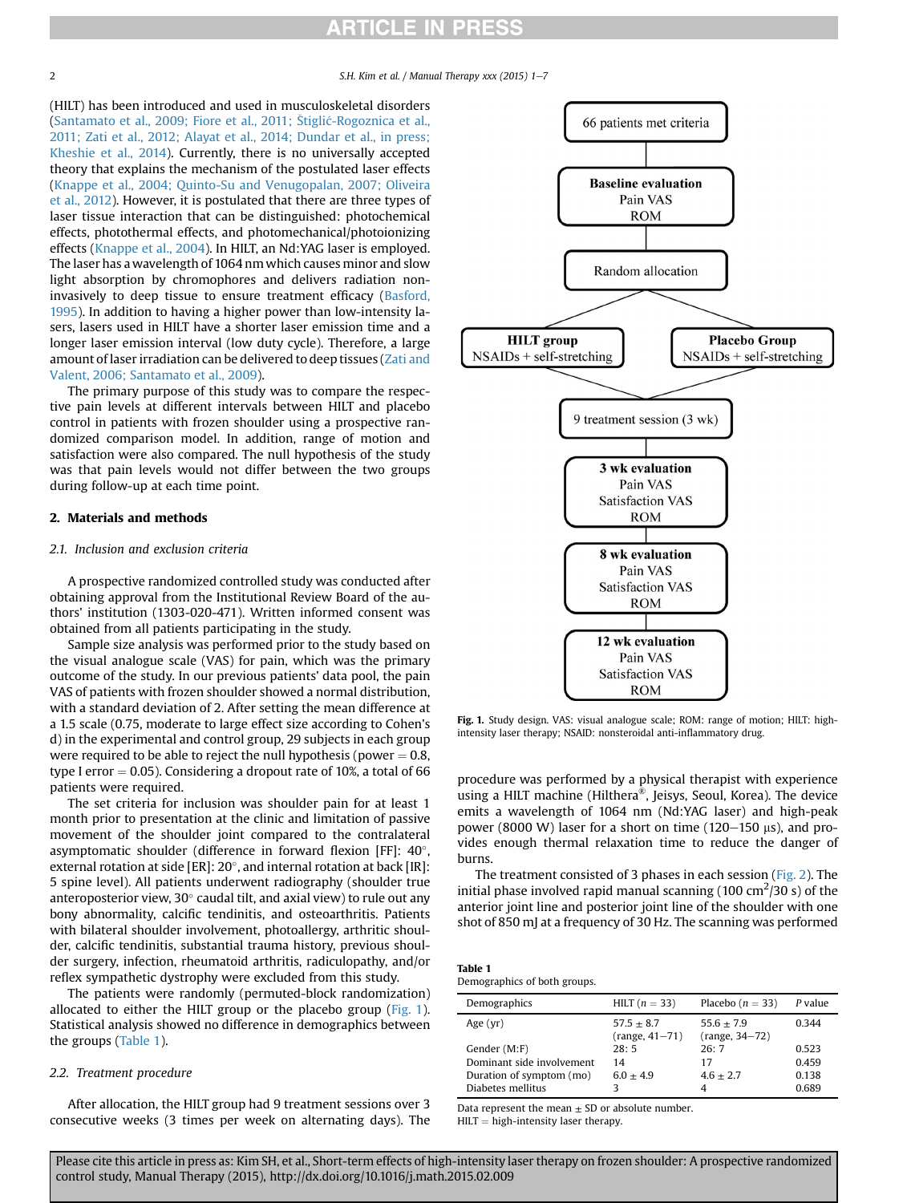(HILT) has been introduced and used in musculoskeletal disorders (Santamato et al., 2009; Fiore et al., 2011; Štiglić-Rogoznica et al., 2011; Zati et al., 2012; Alayat et al., 2014; Dundar et al., in press; Kheshie et al., 2014). Currently, there is no universally accepted theory that explains the mechanism of the postulated laser effects (Knappe et al., 2004; Quinto-Su and Venugopalan, 2007; Oliveira et al., 2012). However, it is postulated that there are three types of laser tissue interaction that can be distinguished: photochemical effects, photothermal effects, and photomechanical/photoionizing effects (Knappe et al., 2004). In HILT, an Nd:YAG laser is employed. The laser has a wavelength of 1064 nm which causes minor and slow light absorption by chromophores and delivers radiation non-invasively to deep tissue to ensure treatment efficacy (Basford, 1995). In addition to having a higher power than low-intensity lasers, lasers used in HILT have a shorter laser emission time and a longer laser emission interval (low duty cycle). Therefore, a large amount of laser irradiation can be delivered to deep tissues (Zati and Valent, 2006; Santamato et al., 2009).

The primary purpose of this study was to compare the respective pain levels at different intervals between HILT and placebo control in patients with frozen shoulder using a prospective randomized comparison model. In addition, range of motion and satisfaction were also compared. The null hypothesis of the study was that pain levels would not differ between the two groups during follow-up at each time point.

## 2. Materials and methods

### 2.1. Inclusion and exclusion criteria

A prospective randomized controlled study was conducted after obtaining approval from the Institutional Review Board of the authors' institution (1303-020-471). Written informed consent was obtained from all patients participating in the study.

Sample size analysis was performed prior to the study based on the visual analogue scale (VAS) for pain, which was the primary outcome of the study. In our previous patients' data pool, the pain VAS of patients with frozen shoulder showed a normal distribution, with a standard deviation of 2. After setting the mean difference at a 1.5 scale (0.75, moderate to large effect size according to Cohen's d) in the experimental and control group, 29 subjects in each group were required to be able to reject the null hypothesis (power = 0.8, type I error = 0.05). Considering a dropout rate of 10%, a total of 66 patients were required.

The set criteria for inclusion was shoulder pain for at least 1 month prior to presentation at the clinic and limitation of passive movement of the shoulder joint compared to the contralateral asymptomatic shoulder (difference in forward flexion [FF]: 40°, external rotation at side [ER]: 20°, and internal rotation at back [IR]: 5 spine level). All patients underwent radiography (shoulder true anteroposterior view, 30° caudal tilt, and axial view) to rule out any bony abnormality, calcific tendinitis, and osteoarthritis. Patients with bilateral shoulder involvement, photoallergy, arthritic shoulder, calcific tendinitis, substantial trauma history, previous shoulder surgery, infection, rheumatoid arthritis, radiculopathy, and/or reflex sympathetic dystrophy were excluded from this study.

The patients were randomly (permuted-block randomization) allocated to either the HILT group or the placebo group (Fig. 1). Statistical analysis showed no difference in demographics between the groups (Table 1).

### 2.2. Treatment procedure

After allocation, the HILT group had 9 treatment sessions over 3 consecutive weeks (3 times per week on alternating days). The procedure was performed by a physical therapist with experience using a HILT machine (Hilthera®, Jeisys, Seoul, Korea). The device emits a wavelength of 1064 nm (Nd:YAG laser) and high-peak power (8000 W) laser for a short on time (120–150 μs), and provides enough thermal relaxation time to reduce the danger of burns.

The treatment consisted of 3 phases in each session (Fig. 2). The initial phase involved rapid manual scanning (100 $cm^2$/30 s) of the anterior joint line and posterior joint line of the shoulder with one shot of 850 mJ at a frequency of 30 Hz. The scanning was performed

66 patients met criteria → Baseline evaluation (Pain VAS, ROM) → Random allocation → HILT group (NSAIDs + self-stretching) / Placebo Group (NSAIDs + self-stretching) → 9 treatment session (3 wk) → 3 wk evaluation (Pain VAS, Satisfaction VAS, ROM) → 8 wk evaluation (Pain VAS, Satisfaction VAS, ROM) → 12 wk evaluation (Pain VAS, Satisfaction VAS, ROM)

**Fig. 1.** Study design. VAS: visual analogue scale; ROM: range of motion; HILT: high-intensity laser therapy; NSAID: nonsteroidal anti-inflammatory drug.

**Table 1**
Demographics of both groups.

| Demographics | HILT (n = 33) | Placebo (n = 33) | P value |
|---|---|---|---|
| Age (yr) | 57.5 ± 8.7 (range, 41–71) | 55.6 ± 7.9 (range, 34–72) | 0.344 |
| Gender (M:F) | 28: 5 | 26: 7 | 0.523 |
| Dominant side involvement | 14 | 17 | 0.459 |
| Duration of symptom (mo) | 6.0 ± 4.9 | 4.6 ± 2.7 | 0.138 |
| Diabetes mellitus | 3 | 4 | 0.689 |

Data represent the mean ± SD or absolute number.
HILT = high-intensity laser therapy.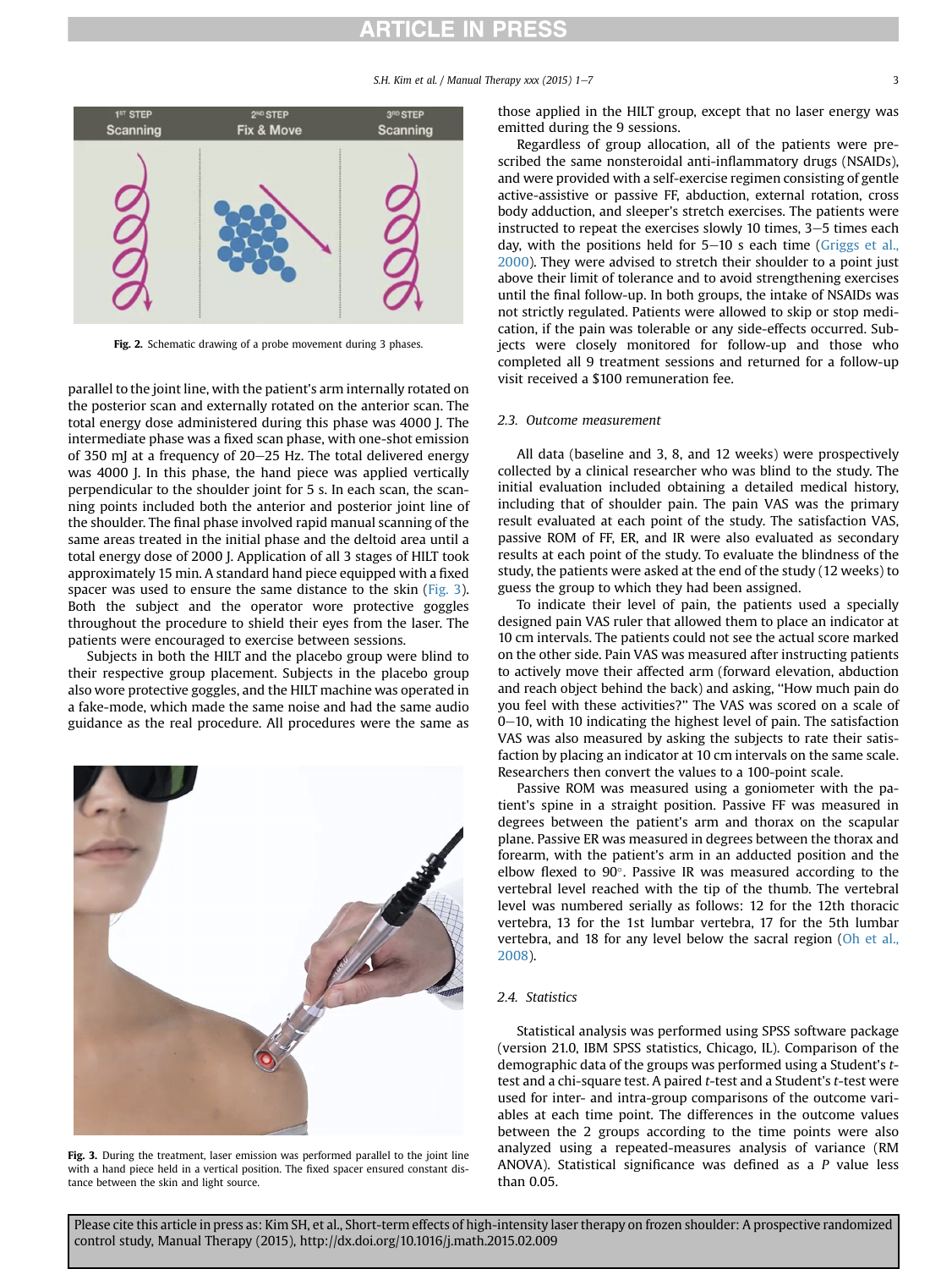Fig. 2. Schematic drawing of a probe movement during 3 phases.

parallel to the joint line, with the patient's arm internally rotated on the posterior scan and externally rotated on the anterior scan. The total energy dose administered during this phase was 4000 J. The intermediate phase was a fixed scan phase, with one-shot emission of 350 mJ at a frequency of 20–25 Hz. The total delivered energy was 4000 J. In this phase, the hand piece was applied vertically perpendicular to the shoulder joint for 5 s. In each scan, the scanning points included both the anterior and posterior joint line of the shoulder. The final phase involved rapid manual scanning of the same areas treated in the initial phase and the deltoid area until a total energy dose of 2000 J. Application of all 3 stages of HILT took approximately 15 min. A standard hand piece equipped with a fixed spacer was used to ensure the same distance to the skin (Fig. 3). Both the subject and the operator wore protective goggles throughout the procedure to shield their eyes from the laser. The patients were encouraged to exercise between sessions.

Subjects in both the HILT and the placebo group were blind to their respective group placement. Subjects in the placebo group also wore protective goggles, and the HILT machine was operated in a fake-mode, which made the same noise and had the same audio guidance as the real procedure. All procedures were the same as those applied in the HILT group, except that no laser energy was emitted during the 9 sessions.

Fig. 3. During the treatment, laser emission was performed parallel to the joint line with a hand piece held in a vertical position. The fixed spacer ensured constant distance between the skin and light source.

Regardless of group allocation, all of the patients were prescribed the same nonsteroidal anti-inflammatory drugs (NSAIDs), and were provided with a self-exercise regimen consisting of gentle active-assistive or passive FF, abduction, external rotation, cross body adduction, and sleeper's stretch exercises. The patients were instructed to repeat the exercises slowly 10 times, 3–5 times each day, with the positions held for 5–10 s each time (Griggs et al., 2000). They were advised to stretch their shoulder to a point just above their limit of tolerance and to avoid strengthening exercises until the final follow-up. In both groups, the intake of NSAIDs was not strictly regulated. Patients were allowed to skip or stop medication, if the pain was tolerable or any side-effects occurred. Subjects were closely monitored for follow-up and those who completed all 9 treatment sessions and returned for a follow-up visit received a $100 remuneration fee.

### 2.3. Outcome measurement

All data (baseline and 3, 8, and 12 weeks) were prospectively collected by a clinical researcher who was blind to the study. The initial evaluation included obtaining a detailed medical history, including that of shoulder pain. The pain VAS was the primary result evaluated at each point of the study. The satisfaction VAS, passive ROM of FF, ER, and IR were also evaluated as secondary results at each point of the study. To evaluate the blindness of the study, the patients were asked at the end of the study (12 weeks) to guess the group to which they had been assigned.

To indicate their level of pain, the patients used a specially designed pain VAS ruler that allowed them to place an indicator at 10 cm intervals. The patients could not see the actual score marked on the other side. Pain VAS was measured after instructing patients to actively move their affected arm (forward elevation, abduction and reach object behind the back) and asking, "How much pain do you feel with these activities?" The VAS was scored on a scale of 0–10, with 10 indicating the highest level of pain. The satisfaction VAS was also measured by asking the subjects to rate their satisfaction by placing an indicator at 10 cm intervals on the same scale. Researchers then convert the values to a 100-point scale.

Passive ROM was measured using a goniometer with the patient's spine in a straight position. Passive FF was measured in degrees between the patient's arm and thorax on the scapular plane. Passive ER was measured in degrees between the thorax and forearm, with the patient's arm in an adducted position and the elbow flexed to 90°. Passive IR was measured according to the vertebral level reached with the tip of the thumb. The vertebral level was numbered serially as follows: 12 for the 12th thoracic vertebra, 13 for the 1st lumbar vertebra, 17 for the 5th lumbar vertebra, and 18 for any level below the sacral region (Oh et al., 2008).

### 2.4. Statistics

Statistical analysis was performed using SPSS software package (version 21.0, IBM SPSS statistics, Chicago, IL). Comparison of the demographic data of the groups was performed using a Student's *t*-test and a chi-square test. A paired *t*-test and a Student's *t*-test were used for inter- and intra-group comparisons of the outcome variables at each time point. The differences in the outcome values between the 2 groups according to the time points were also analyzed using a repeated-measures analysis of variance (RM ANOVA). Statistical significance was defined as a *P* value less than 0.05.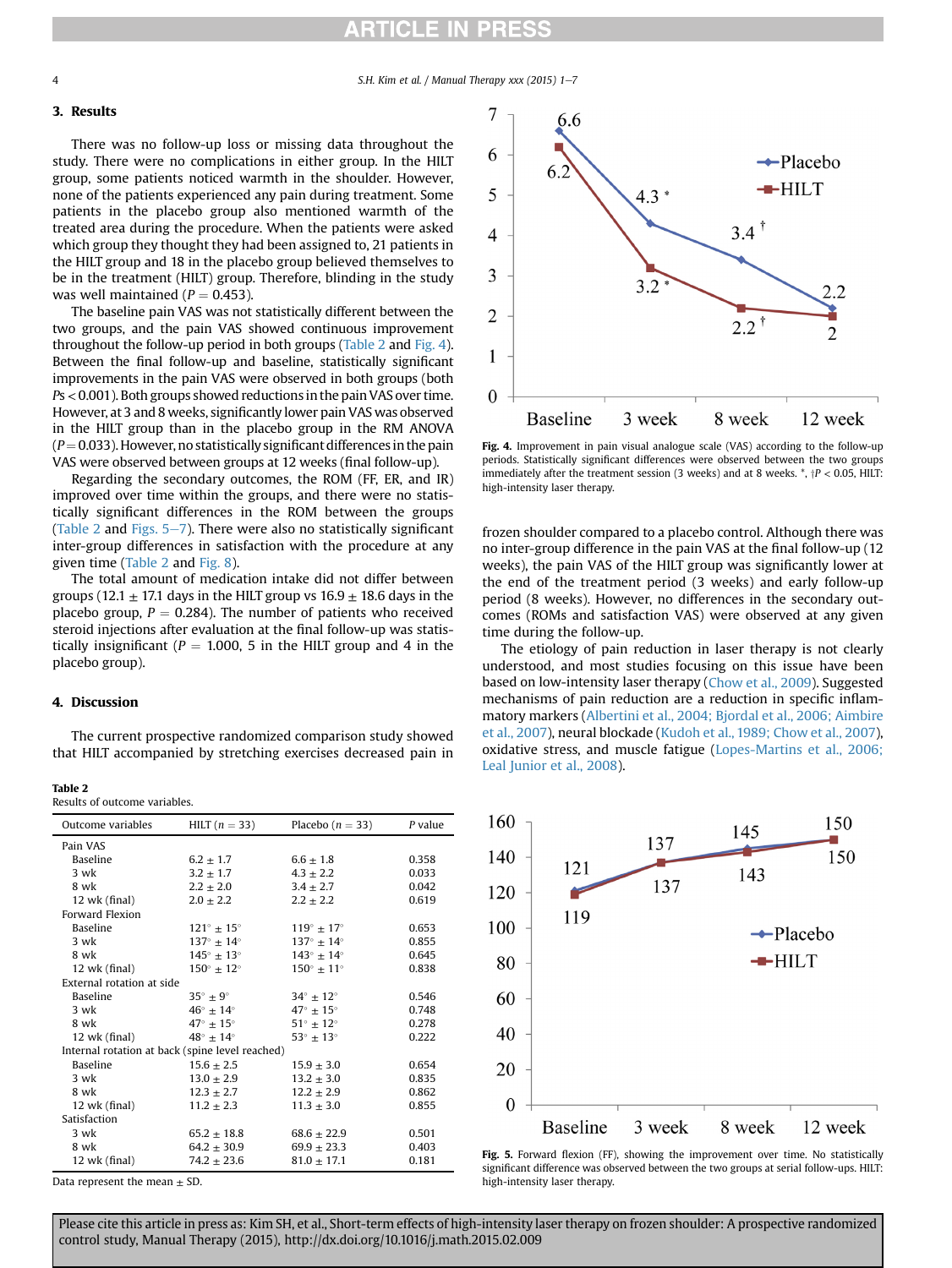## 3. Results

There was no follow-up loss or missing data throughout the study. There were no complications in either group. In the HILT group, some patients noticed warmth in the shoulder. However, none of the patients experienced any pain during treatment. Some patients in the placebo group also mentioned warmth of the treated area during the procedure. When the patients were asked which group they thought they had been assigned to, 21 patients in the HILT group and 18 in the placebo group believed themselves to be in the treatment (HILT) group. Therefore, blinding in the study was well maintained ($P = 0.453$).

The baseline pain VAS was not statistically different between the two groups, and the pain VAS showed continuous improvement throughout the follow-up period in both groups (Table 2 and Fig. 4). Between the final follow-up and baseline, statistically significant improvements in the pain VAS were observed in both groups (both $Ps < 0.001$). Both groups showed reductions in the pain VAS over time. However, at 3 and 8 weeks, significantly lower pain VAS was observed in the HILT group than in the placebo group in the RM ANOVA ($P = 0.033$). However, no statistically significant differences in the pain VAS were observed between groups at 12 weeks (final follow-up).

Regarding the secondary outcomes, the ROM (FF, ER, and IR) improved over time within the groups, and there were no statistically significant differences in the ROM between the groups (Table 2 and Figs. 5–7). There were also no statistically significant inter-group differences in satisfaction with the procedure at any given time (Table 2 and Fig. 8).

The total amount of medication intake did not differ between groups (12.1 ± 17.1 days in the HILT group vs 16.9 ± 18.6 days in the placebo group, $P = 0.284$). The number of patients who received steroid injections after evaluation at the final follow-up was statistically insignificant ($P = 1.000$, 5 in the HILT group and 4 in the placebo group).

## 4. Discussion

The current prospective randomized comparison study showed that HILT accompanied by stretching exercises decreased pain in frozen shoulder compared to a placebo control. Although there was no inter-group difference in the pain VAS at the final follow-up (12 weeks), the pain VAS of the HILT group was significantly lower at the end of the treatment period (3 weeks) and early follow-up period (8 weeks). However, no differences in the secondary outcomes (ROMs and satisfaction VAS) were observed at any given time during the follow-up.

The etiology of pain reduction in laser therapy is not clearly understood, and most studies focusing on this issue have been based on low-intensity laser therapy (Chow et al., 2009). Suggested mechanisms of pain reduction are a reduction in specific inflammatory markers (Albertini et al., 2004; Bjordal et al., 2006; Aimbire et al., 2007), neural blockade (Kudoh et al., 1989; Chow et al., 2007), oxidative stress, and muscle fatigue (Lopes-Martins et al., 2006; Leal Junior et al., 2008).

**Table 2**
Results of outcome variables.

| Outcome variables | HILT ($n = 33$) | Placebo ($n = 33$) | $P$ value |
|---|---|---|---|
| Pain VAS | | | |
| Baseline | 6.2 ± 1.7 | 6.6 ± 1.8 | 0.358 |
| 3 wk | 3.2 ± 1.7 | 4.3 ± 2.2 | 0.033 |
| 8 wk | 2.2 ± 2.0 | 3.4 ± 2.7 | 0.042 |
| 12 wk (final) | 2.0 ± 2.2 | 2.2 ± 2.2 | 0.619 |
| Forward Flexion | | | |
| Baseline | 121° ± 15° | 119° ± 17° | 0.653 |
| 3 wk | 137° ± 14° | 137° ± 14° | 0.855 |
| 8 wk | 145° ± 13° | 143° ± 14° | 0.645 |
| 12 wk (final) | 150° ± 12° | 150° ± 11° | 0.838 |
| External rotation at side | | | |
| Baseline | 35° ± 9° | 34° ± 12° | 0.546 |
| 3 wk | 46° ± 14° | 47° ± 15° | 0.748 |
| 8 wk | 47° ± 15° | 51° ± 12° | 0.278 |
| 12 wk (final) | 48° ± 14° | 53° ± 13° | 0.222 |
| Internal rotation at back (spine level reached) | | | |
| Baseline | 15.6 ± 2.5 | 15.9 ± 3.0 | 0.654 |
| 3 wk | 13.0 ± 2.9 | 13.2 ± 3.0 | 0.835 |
| 8 wk | 12.3 ± 2.7 | 12.2 ± 2.9 | 0.862 |
| 12 wk (final) | 11.2 ± 2.3 | 11.3 ± 3.0 | 0.855 |
| Satisfaction | | | |
| 3 wk | 65.2 ± 18.8 | 68.6 ± 22.9 | 0.501 |
| 8 wk | 64.2 ± 30.9 | 69.9 ± 23.3 | 0.403 |
| 12 wk (final) | 74.2 ± 23.6 | 81.0 ± 17.1 | 0.181 |

Data represent the mean ± SD.

**Fig. 4.** Improvement in pain visual analogue scale (VAS) according to the follow-up periods. Statistically significant differences were observed between the two groups immediately after the treatment session (3 weeks) and at 8 weeks. *, †$P < 0.05$, HILT: high-intensity laser therapy.

**Fig. 5.** Forward flexion (FF), showing the improvement over time. No statistically significant difference was observed between the two groups at serial follow-ups. HILT: high-intensity laser therapy.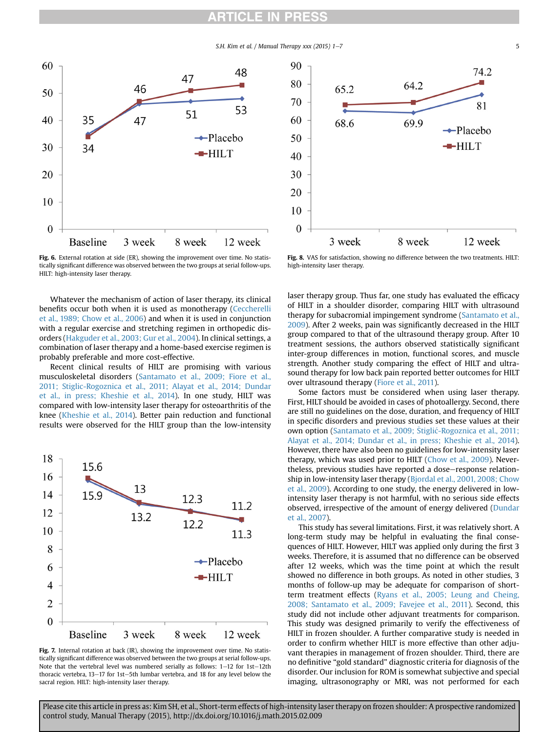**Fig. 6.** External rotation at side (ER), showing the improvement over time. No statistically significant difference was observed between the two groups at serial follow-ups. HILT: high-intensity laser therapy.

**Fig. 8.** VAS for satisfaction, showing no difference between the two treatments. HILT: high-intensity laser therapy.

Whatever the mechanism of action of laser therapy, its clinical benefits occur both when it is used as monotherapy (Ceccherelli et al., 1989; Chow et al., 2006) and when it is used in conjunction with a regular exercise and stretching regimen in orthopedic disorders (Hakguder et al., 2003; Gur et al., 2004). In clinical settings, a combination of laser therapy and a home-based exercise regimen is probably preferable and more cost-effective.

Recent clinical results of HILT are promising with various musculoskeletal disorders (Santamato et al., 2009; Fiore et al., 2011; Stiglic-Rogoznica et al., 2011; Alayat et al., 2014; Dundar et al., in press; Kheshie et al., 2014). In one study, HILT was compared with low-intensity laser therapy for osteoarthritis of the knee (Kheshie et al., 2014). Better pain reduction and functional results were observed for the HILT group than the low-intensity laser therapy group. Thus far, one study has evaluated the efficacy of HILT in a shoulder disorder, comparing HILT with ultrasound therapy for subacromial impingement syndrome (Santamato et al., 2009). After 2 weeks, pain was significantly decreased in the HILT group compared to that of the ultrasound therapy group. After 10 treatment sessions, the authors observed statistically significant inter-group differences in motion, functional scores, and muscle strength. Another study comparing the effect of HILT and ultrasound therapy for low back pain reported better outcomes for HILT over ultrasound therapy (Fiore et al., 2011).

**Fig. 7.** Internal rotation at back (IR), showing the improvement over time. No statistically significant difference was observed between the two groups at serial follow-ups. Note that the vertebral level was numbered serially as follows: 1–12 for 1st–12th thoracic vertebra, 13–17 for 1st–5th lumbar vertebra, and 18 for any level below the sacral region. HILT: high-intensity laser therapy.

Some factors must be considered when using laser therapy. First, HILT should be avoided in cases of photoallergy. Second, there are still no guidelines on the dose, duration, and frequency of HILT in specific disorders and previous studies set these values at their own option (Santamato et al., 2009; Štiglić-Rogoznica et al., 2011; Alayat et al., 2014; Dundar et al., in press; Kheshie et al., 2014). However, there have also been no guidelines for low-intensity laser therapy, which was used prior to HILT (Chow et al., 2009). Nevertheless, previous studies have reported a dose–response relationship in low-intensity laser therapy (Bjordal et al., 2001, 2008; Chow et al., 2009). According to one study, the energy delivered in low-intensity laser therapy is not harmful, with no serious side effects observed, irrespective of the amount of energy delivered (Dundar et al., 2007).

This study has several limitations. First, it was relatively short. A long-term study may be helpful in evaluating the final consequences of HILT. However, HILT was applied only during the first 3 weeks. Therefore, it is assumed that no difference can be observed after 12 weeks, which was the time point at which the result showed no difference in both groups. As noted in other studies, 3 months of follow-up may be adequate for comparison of short-term treatment effects (Ryans et al., 2005; Leung and Cheing, 2008; Santamato et al., 2009; Favejee et al., 2011). Second, this study did not include other adjuvant treatments for comparison. This study was designed primarily to verify the effectiveness of HILT in frozen shoulder. A further comparative study is needed in order to confirm whether HILT is more effective than other adjuvant therapies in management of frozen shoulder. Third, there are no definitive "gold standard" diagnostic criteria for diagnosis of the disorder. Our inclusion for ROM is somewhat subjective and special imaging, ultrasonography or MRI, was not performed for each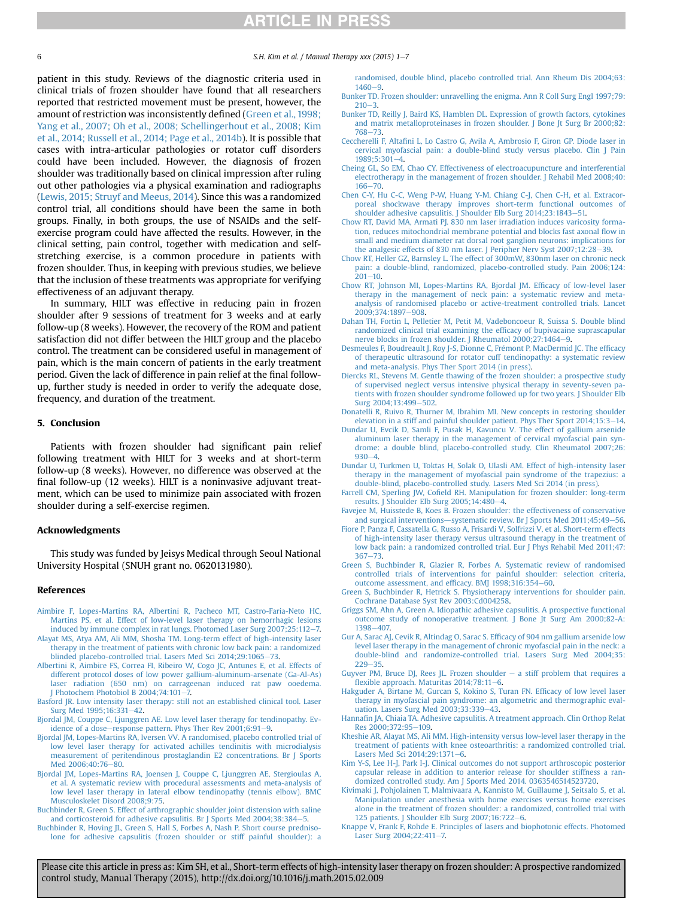patient in this study. Reviews of the diagnostic criteria used in clinical trials of frozen shoulder have found that all researchers reported that restricted movement must be present, however, the amount of restriction was inconsistently defined (Green et al., 1998; Yang et al., 2007; Oh et al., 2008; Schellingerhout et al., 2008; Kim et al., 2014; Russell et al., 2014; Page et al., 2014b). It is possible that cases with intra-articular pathologies or rotator cuff disorders could have been included. However, the diagnosis of frozen shoulder was traditionally based on clinical impression after ruling out other pathologies via a physical examination and radiographs (Lewis, 2015; Struyf and Meeus, 2014). Since this was a randomized control trial, all conditions should have been the same in both groups. Finally, in both groups, the use of NSAIDs and the self-exercise program could have affected the results. However, in the clinical setting, pain control, together with medication and self-stretching exercise, is a common procedure in patients with frozen shoulder. Thus, in keeping with previous studies, we believe that the inclusion of these treatments was appropriate for verifying effectiveness of an adjuvant therapy.

In summary, HILT was effective in reducing pain in frozen shoulder after 9 sessions of treatment for 3 weeks and at early follow-up (8 weeks). However, the recovery of the ROM and patient satisfaction did not differ between the HILT group and the placebo control. The treatment can be considered useful in management of pain, which is the main concern of patients in the early treatment period. Given the lack of difference in pain relief at the final follow-up, further study is needed in order to verify the adequate dose, frequency, and duration of the treatment.

## 5. Conclusion

Patients with frozen shoulder had significant pain relief following treatment with HILT for 3 weeks and at short-term follow-up (8 weeks). However, no difference was observed at the final follow-up (12 weeks). HILT is a noninvasive adjuvant treatment, which can be used to minimize pain associated with frozen shoulder during a self-exercise regimen.

### Acknowledgments

This study was funded by Jeisys Medical through Seoul National University Hospital (SNUH grant no. 0620131980).

### References

Aimbire F, Lopes-Martins RA, Albertini R, Pacheco MT, Castro-Faria-Neto HC, Martins PS, et al. Effect of low-level laser therapy on hemorrhagic lesions induced by immune complex in rat lungs. Photomed Laser Surg 2007;25:112–7.

Alayat MS, Atya AM, Ali MM, Shosha TM. Long-term effect of high-intensity laser therapy in the treatment of patients with chronic low back pain: a randomized blinded placebo-controlled trial. Lasers Med Sci 2014;29:1065–73.

Albertini R, Aimbire FS, Correa FI, Ribeiro W, Cogo JC, Antunes E, et al. Effects of different protocol doses of low power gallium-aluminum-arsenate (Ga-Al-As) laser radiation (650 nm) on carrageenan induced rat paw ooedema. J Photochem Photobiol B 2004;74:101–7.

Basford JR. Low intensity laser therapy: still not an established clinical tool. Laser Surg Med 1995;16:331–42.

Bjordal JM, Couppe C, Ljunggren AE. Low level laser therapy for tendinopathy. Evidence of a dose–response pattern. Phys Ther Rev 2001;6:91–9.

Bjordal JM, Lopes-Martins RA, Iversen VV. A randomised, placebo controlled trial of low level laser therapy for activated achilles tendinitis with microdialysis measurement of peritendinous prostaglandin E2 concentrations. Br J Sports Med 2006;40:76–80.

Bjordal JM, Lopes-Martins RA, Joensen J, Couppe C, Ljunggren AE, Stergioulas A, et al. A systematic review with procedural assessments and meta-analysis of low level laser therapy in lateral elbow tendinopathy (tennis elbow). BMC Musculoskelet Disord 2008;9:75.

Buchbinder R, Green S. Effect of arthrographic shoulder joint distension with saline and corticosteroid for adhesive capsulitis. Br J Sports Med 2004;38:384–5.

Buchbinder R, Hoving JL, Green S, Hall S, Forbes A, Nash P. Short course prednisolone for adhesive capsulitis (frozen shoulder or stiff painful shoulder): a randomised, double blind, placebo controlled trial. Ann Rheum Dis 2004;63:1460–9.

Bunker TD. Frozen shoulder: unravelling the enigma. Ann R Coll Surg Engl 1997;79:210–3.

Bunker TD, Reilly J, Baird KS, Hamblen DL. Expression of growth factors, cytokines and matrix metalloproteinases in frozen shoulder. J Bone Jt Surg Br 2000;82:768–73.

Ceccherelli F, Altafini L, Lo Castro G, Avila A, Ambrosio F, Giron GP. Diode laser in cervical myofascial pain: a double-blind study versus placebo. Clin J Pain 1989;5:301–4.

Cheing GL, So EM, Chao CY. Effectiveness of electroacupuncture and interferential electrotherapy in the management of frozen shoulder. J Rehabil Med 2008;40:166–70.

Chen C-Y, Hu C-C, Weng P-W, Huang Y-M, Chiang C-J, Chen C-H, et al. Extracorporeal shockwave therapy improves short-term functional outcomes of shoulder adhesive capsulitis. J Shoulder Elb Surg 2014;23:1843–51.

Chow RT, David MA, Armati PJ. 830 nm laser irradiation induces varicosity formation, reduces mitochondrial membrane potential and blocks fast axonal flow in small and medium diameter rat dorsal root ganglion neurons: implications for the analgesic effects of 830 nm laser. J Peripher Nerv Syst 2007;12:28–39.

Chow RT, Heller GZ, Barnsley L. The effect of 300mW, 830nm laser on chronic neck pain: a double-blind, randomized, placebo-controlled study. Pain 2006;124:201–10.

Chow RT, Johnson MI, Lopes-Martins RA, Bjordal JM. Efficacy of low-level laser therapy in the management of neck pain: a systematic review and meta-analysis of randomised placebo or active-treatment controlled trials. Lancet 2009;374:1897–908.

Dahan TH, Fortin L, Pelletier M, Petit M, Vadeboncoeur R, Suissa S. Double blind randomized clinical trial examining the efficacy of bupivacaine suprascapular nerve blocks in frozen shoulder. J Rheumatol 2000;27:1464–9.

Desmeules F, Boudreault J, Roy J-S, Dionne C, Frémont P, MacDermid JC. The efficacy of therapeutic ultrasound for rotator cuff tendinopathy: a systematic review and meta-analysis. Phys Ther Sport 2014 (in press).

Diercks RL, Stevens M. Gentle thawing of the frozen shoulder: a prospective study of supervised neglect versus intensive physical therapy in seventy-seven patients with frozen shoulder syndrome followed up for two years. J Shoulder Elb Surg 2004;13:499–502.

Donatelli R, Ruivo R, Thurner M, Ibrahim MI. New concepts in restoring shoulder elevation in a stiff and painful shoulder patient. Phys Ther Sport 2014;15:3–14.

Dundar U, Evcik D, Samli F, Pusak H, Kavuncu V. The effect of gallium arsenide aluminum laser therapy in the management of cervical myofascial pain syndrome: a double blind, placebo-controlled study. Clin Rheumatol 2007;26:930–4.

Dundar U, Turkmen U, Toktas H, Solak O, Ulasli AM. Effect of high-intensity laser therapy in the management of myofascial pain syndrome of the trapezius: a double-blind, placebo-controlled study. Lasers Med Sci 2014 (in press).

Farrell CM, Sperling JW, Cofield RH. Manipulation for frozen shoulder: long-term results. J Shoulder Elb Surg 2005;14:480–4.

Favejee M, Huisstede B, Koes B. Frozen shoulder: the effectiveness of conservative and surgical interventions—systematic review. Br J Sports Med 2011;45:49–56.

Fiore P, Panza F, Cassatella G, Russo A, Frisardi V, Solfrizzi V, et al. Short-term effects of high-intensity laser therapy versus ultrasound therapy in the treatment of low back pain: a randomized controlled trial. Eur J Phys Rehabil Med 2011;47:367–73.

Green S, Buchbinder R, Glazier R, Forbes A. Systematic review of randomised controlled trials of interventions for painful shoulder: selection criteria, outcome assessment, and efficacy. BMJ 1998;316:354–60.

Green S, Buchbinder R, Hetrick S. Physiotherapy interventions for shoulder pain. Cochrane Database Syst Rev 2003:Cd004258.

Griggs SM, Ahn A, Green A. Idiopathic adhesive capsulitis. A prospective functional outcome study of nonoperative treatment. J Bone Jt Surg Am 2000;82-A:1398–407.

Gur A, Sarac AJ, Cevik R, Altindag O, Sarac S. Efficacy of 904 nm gallium arsenide low level laser therapy in the management of chronic myofascial pain in the neck: a double-blind and randomize-controlled trial. Lasers Surg Med 2004;35:229–35.

Guyver PM, Bruce DJ, Rees JL. Frozen shoulder – a stiff problem that requires a flexible approach. Maturitas 2014;78:11–6.

Hakguder A, Birtane M, Gurcan S, Kokino S, Turan FN. Efficacy of low level laser therapy in myofascial pain syndrome: an algometric and thermographic evaluation. Lasers Surg Med 2003;33:339–43.

Hannafin JA, Chiaia TA. Adhesive capsulitis. A treatment approach. Clin Orthop Relat Res 2000;372:95–109.

Kheshie AR, Alayat MS, Ali MM. High-intensity versus low-level laser therapy in the treatment of patients with knee osteoarthritis: a randomized controlled trial. Lasers Med Sci 2014;29:1371–6.

Kim Y-S, Lee H-J, Park I-J. Clinical outcomes do not support arthroscopic posterior capsular release in addition to anterior release for shoulder stiffness a randomized controlled study. Am J Sports Med 2014. 0363546514523720.

Kivimaki J, Pohjolainen T, Malmivaara A, Kannisto M, Guillaume J, Seitsalo S, et al. Manipulation under anesthesia with home exercises versus home exercises alone in the treatment of frozen shoulder: a randomized, controlled trial with 125 patients. J Shoulder Elb Surg 2007;16:722–6.

Knappe V, Frank F, Rohde E. Principles of lasers and biophotonic effects. Photomed Laser Surg 2004;22:411–7.

Please cite this article in press as: Kim SH, et al., Short-term effects of high-intensity laser therapy on frozen shoulder: A prospective randomized control study, Manual Therapy (2015), http://dx.doi.org/10.1016/j.math.2015.02.009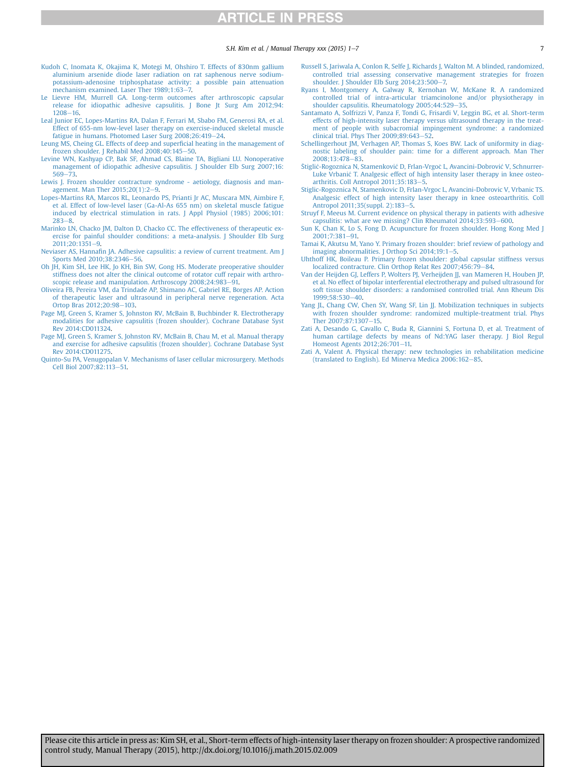Kudoh C, Inomata K, Okajima K, Motegi M, Ohshiro T. Effects of 830nm gallium aluminium arsenide diode laser radiation on rat saphenous nerve sodium-potassium-adenosine triphosphatase activity: a possible pain attenuation mechanism examined. Laser Ther 1989;1:63–7.

Le Lievre HM, Murrell GA. Long-term outcomes after arthroscopic capsular release for idiopathic adhesive capsulitis. J Bone Jt Surg Am 2012;94:1208–16.

Leal Junior EC, Lopes-Martins RA, Dalan F, Ferrari M, Sbabo FM, Generosi RA, et al. Effect of 655-nm low-level laser therapy on exercise-induced skeletal muscle fatigue in humans. Photomed Laser Surg 2008;26:419–24.

Leung MS, Cheing GL. Effects of deep and superficial heating in the management of frozen shoulder. J Rehabil Med 2008;40:145–50.

Levine WN, Kashyap CP, Bak SF, Ahmad CS, Blaine TA, Bigliani LU. Nonoperative management of idiopathic adhesive capsulitis. J Shoulder Elb Surg 2007;16:569–73.

Lewis J. Frozen shoulder contracture syndrome - aetiology, diagnosis and management. Man Ther 2015;20(1):2–9.

Lopes-Martins RA, Marcos RL, Leonardo PS, Prianti Jr AC, Muscara MN, Aimbire F, et al. Effect of low-level laser (Ga-Al-As 655 nm) on skeletal muscle fatigue induced by electrical stimulation in rats. J Appl Physiol (1985) 2006;101:283–8.

Marinko LN, Chacko JM, Dalton D, Chacko CC. The effectiveness of therapeutic exercise for painful shoulder conditions: a meta-analysis. J Shoulder Elb Surg 2011;20:1351–9.

Neviaser AS, Hannafin JA. Adhesive capsulitis: a review of current treatment. Am J Sports Med 2010;38:2346–56.

Oh JH, Kim SH, Lee HK, Jo KH, Bin SW, Gong HS. Moderate preoperative shoulder stiffness does not alter the clinical outcome of rotator cuff repair with arthroscopic release and manipulation. Arthroscopy 2008;24:983–91.

Oliveira FB, Pereira VM, da Trindade AP, Shimano AC, Gabriel RE, Borges AP. Action of therapeutic laser and ultrasound in peripheral nerve regeneration. Acta Ortop Bras 2012;20:98–103.

Page MJ, Green S, Kramer S, Johnston RV, McBain B, Buchbinder R. Electrotherapy modalities for adhesive capsulitis (frozen shoulder). Cochrane Database Syst Rev 2014:CD011324.

Page MJ, Green S, Kramer S, Johnston RV, McBain B, Chau M, et al. Manual therapy and exercise for adhesive capsulitis (frozen shoulder). Cochrane Database Syst Rev 2014:CD011275.

Quinto-Su PA, Venugopalan V. Mechanisms of laser cellular microsurgery. Methods Cell Biol 2007;82:113–51.

Russell S, Jariwala A, Conlon R, Selfe J, Richards J, Walton M. A blinded, randomized, controlled trial assessing conservative management strategies for frozen shoulder. J Shoulder Elb Surg 2014;23:500–7.

Ryans I, Montgomery A, Galway R, Kernohan W, McKane R. A randomized controlled trial of intra-articular triamcinolone and/or physiotherapy in shoulder capsulitis. Rheumatology 2005;44:529–35.

Santamato A, Solfrizzi V, Panza F, Tondi G, Frisardi V, Leggin BG, et al. Short-term effects of high-intensity laser therapy versus ultrasound therapy in the treatment of people with subacromial impingement syndrome: a randomized clinical trial. Phys Ther 2009;89:643–52.

Schellingerhout JM, Verhagen AP, Thomas S, Koes BW. Lack of uniformity in diagnostic labeling of shoulder pain: time for a different approach. Man Ther 2008;13:478–83.

Štiglić-Rogoznica N, Stamenković D, Frlan-Vrgoč L, Avancini-Dobrović V, Schnurrer-Luke Vrbanić T. Analgesic effect of high intensity laser therapy in knee osteoarthritis. Coll Antropol 2011;35:183–5.

Stiglic-Rogoznica N, Stamenkovic D, Frlan-Vrgoc L, Avancini-Dobrovic V, Vrbanic TS. Analgesic effect of high intensity laser therapy in knee osteoarthritis. Coll Antropol 2011;35(suppl. 2):183–5.

Struyf F, Meeus M. Current evidence on physical therapy in patients with adhesive capsulitis: what are we missing? Clin Rheumatol 2014;33:593–600.

Sun K, Chan K, Lo S, Fong D. Acupuncture for frozen shoulder. Hong Kong Med J 2001;7:381–91.

Tamai K, Akutsu M, Yano Y. Primary frozen shoulder: brief review of pathology and imaging abnormalities. J Orthop Sci 2014;19:1–5.

Uhthoff HK, Boileau P. Primary frozen shoulder: global capsular stiffness versus localized contracture. Clin Orthop Relat Res 2007;456:79–84.

Van der Heijden GJ, Leffers P, Wolters PJ, Verheijden JJ, van Mameren H, Houben JP, et al. No effect of bipolar interferential electrotherapy and pulsed ultrasound for soft tissue shoulder disorders: a randomised controlled trial. Ann Rheum Dis 1999;58:530–40.

Yang JL, Chang CW, Chen SY, Wang SF, Lin JJ. Mobilization techniques in subjects with frozen shoulder syndrome: randomized multiple-treatment trial. Phys Ther 2007;87:1307–15.

Zati A, Desando G, Cavallo C, Buda R, Giannini S, Fortuna D, et al. Treatment of human cartilage defects by means of Nd:YAG laser therapy. J Biol Regul Homeost Agents 2012;26:701–11.

Zati A, Valent A. Physical therapy: new technologies in rehabilitation medicine (translated to English). Ed Minerva Medica 2006:162–85.

Please cite this article in press as: Kim SH, et al., Short-term effects of high-intensity laser therapy on frozen shoulder: A prospective randomized control study, Manual Therapy (2015), http://dx.doi.org/10.1016/j.math.2015.02.009